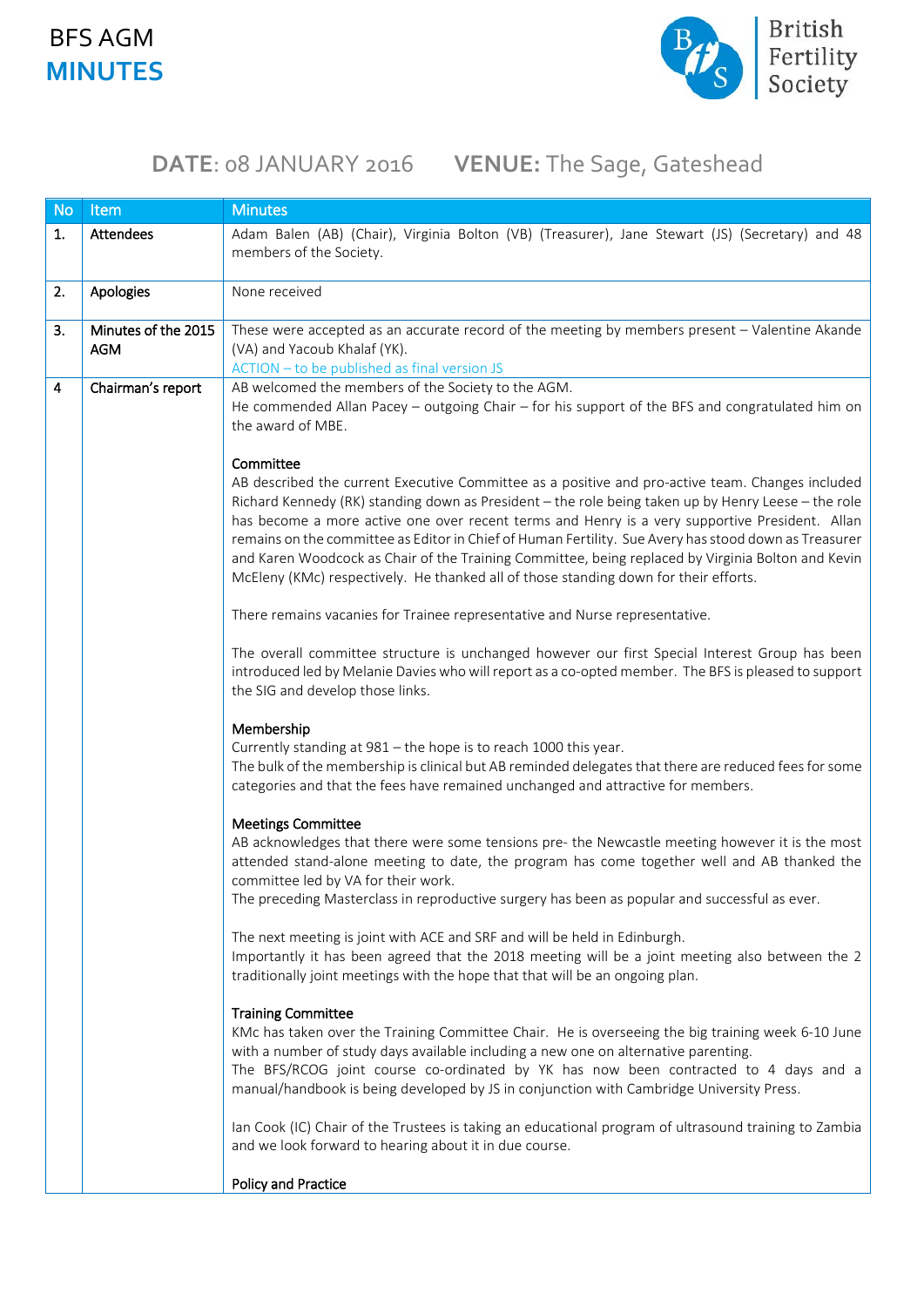# BFS AGM
# MINUTES

British Fertility Society

**DATE**: 08 JANUARY 2016 **VENUE:** The Sage, Gateshead

| No | Item | Minutes |
|---|---|---|
| 1. | Attendees | Adam Balen (AB) (Chair), Virginia Bolton (VB) (Treasurer), Jane Stewart (JS) (Secretary) and 48 members of the Society. |
| 2. | Apologies | None received |
| 3. | Minutes of the 2015 AGM | These were accepted as an accurate record of the meeting by members present – Valentine Akande (VA) and Yacoub Khalaf (YK).<br>ACTION – to be published as final version JS |
| 4 | Chairman's report | AB welcomed the members of the Society to the AGM.<br>He commended Allan Pacey – outgoing Chair – for his support of the BFS and congratulated him on the award of MBE.<br><br>**Committee**<br>AB described the current Executive Committee as a positive and pro-active team. Changes included Richard Kennedy (RK) standing down as President – the role being taken up by Henry Leese – the role has become a more active one over recent terms and Henry is a very supportive President. Allan remains on the committee as Editor in Chief of Human Fertility. Sue Avery has stood down as Treasurer and Karen Woodcock as Chair of the Training Committee, being replaced by Virginia Bolton and Kevin McEleny (KMc) respectively. He thanked all of those standing down for their efforts.<br><br>There remains vacanies for Trainee representative and Nurse representative.<br><br>The overall committee structure is unchanged however our first Special Interest Group has been introduced led by Melanie Davies who will report as a co-opted member. The BFS is pleased to support the SIG and develop those links.<br><br>**Membership**<br>Currently standing at 981 – the hope is to reach 1000 this year.<br>The bulk of the membership is clinical but AB reminded delegates that there are reduced fees for some categories and that the fees have remained unchanged and attractive for members.<br><br>**Meetings Committee**<br>AB acknowledges that there were some tensions pre- the Newcastle meeting however it is the most attended stand-alone meeting to date, the program has come together well and AB thanked the committee led by VA for their work.<br>The preceding Masterclass in reproductive surgery has been as popular and successful as ever.<br><br>The next meeting is joint with ACE and SRF and will be held in Edinburgh.<br>Importantly it has been agreed that the 2018 meeting will be a joint meeting also between the 2 traditionally joint meetings with the hope that that will be an ongoing plan.<br><br>**Training Committee**<br>KMc has taken over the Training Committee Chair. He is overseeing the big training week 6-10 June with a number of study days available including a new one on alternative parenting.<br>The BFS/RCOG joint course co-ordinated by YK has now been contracted to 4 days and a manual/handbook is being developed by JS in conjunction with Cambridge University Press.<br><br>Ian Cook (IC) Chair of the Trustees is taking an educational program of ultrasound training to Zambia and we look forward to hearing about it in due course.<br><br>**Policy and Practice** |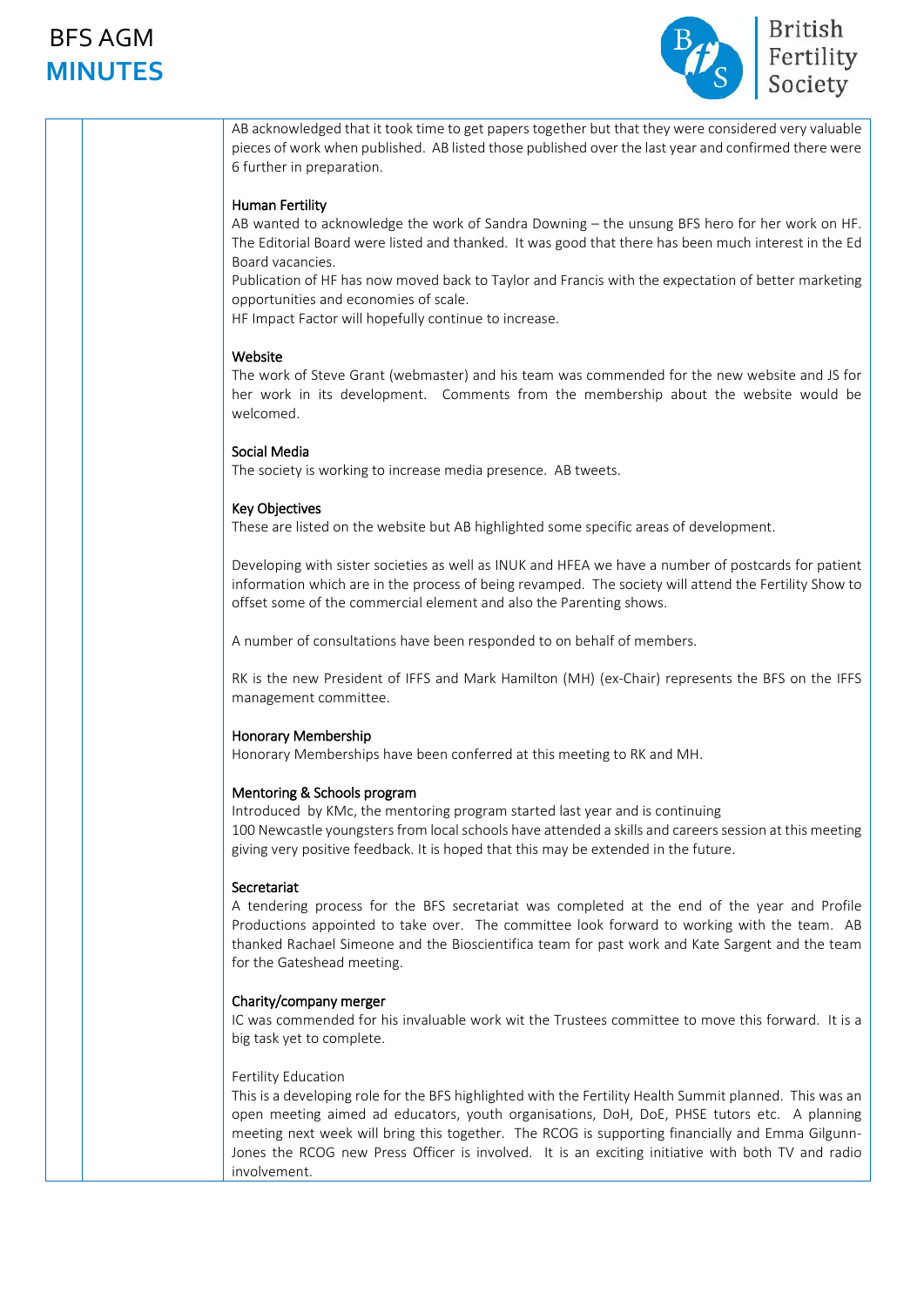AB acknowledged that it took time to get papers together but that they were considered very valuable pieces of work when published. AB listed those published over the last year and confirmed there were 6 further in preparation.

### Human Fertility

AB wanted to acknowledge the work of Sandra Downing – the unsung BFS hero for her work on HF. The Editorial Board were listed and thanked. It was good that there has been much interest in the Ed Board vacancies.

Publication of HF has now moved back to Taylor and Francis with the expectation of better marketing opportunities and economies of scale.

HF Impact Factor will hopefully continue to increase.

### Website

The work of Steve Grant (webmaster) and his team was commended for the new website and JS for her work in its development. Comments from the membership about the website would be welcomed.

### Social Media

The society is working to increase media presence. AB tweets.

### Key Objectives

These are listed on the website but AB highlighted some specific areas of development.

Developing with sister societies as well as INUK and HFEA we have a number of postcards for patient information which are in the process of being revamped. The society will attend the Fertility Show to offset some of the commercial element and also the Parenting shows.

A number of consultations have been responded to on behalf of members.

RK is the new President of IFFS and Mark Hamilton (MH) (ex-Chair) represents the BFS on the IFFS management committee.

### Honorary Membership

Honorary Memberships have been conferred at this meeting to RK and MH.

### Mentoring & Schools program

Introduced by KMc, the mentoring program started last year and is continuing

100 Newcastle youngsters from local schools have attended a skills and careers session at this meeting giving very positive feedback. It is hoped that this may be extended in the future.

### Secretariat

A tendering process for the BFS secretariat was completed at the end of the year and Profile Productions appointed to take over. The committee look forward to working with the team. AB thanked Rachael Simeone and the Bioscientifica team for past work and Kate Sargent and the team for the Gateshead meeting.

### Charity/company merger

IC was commended for his invaluable work wit the Trustees committee to move this forward. It is a big task yet to complete.

### Fertility Education

This is a developing role for the BFS highlighted with the Fertility Health Summit planned. This was an open meeting aimed ad educators, youth organisations, DoH, DoE, PHSE tutors etc. A planning meeting next week will bring this together. The RCOG is supporting financially and Emma Gilgunn-Jones the RCOG new Press Officer is involved. It is an exciting initiative with both TV and radio involvement.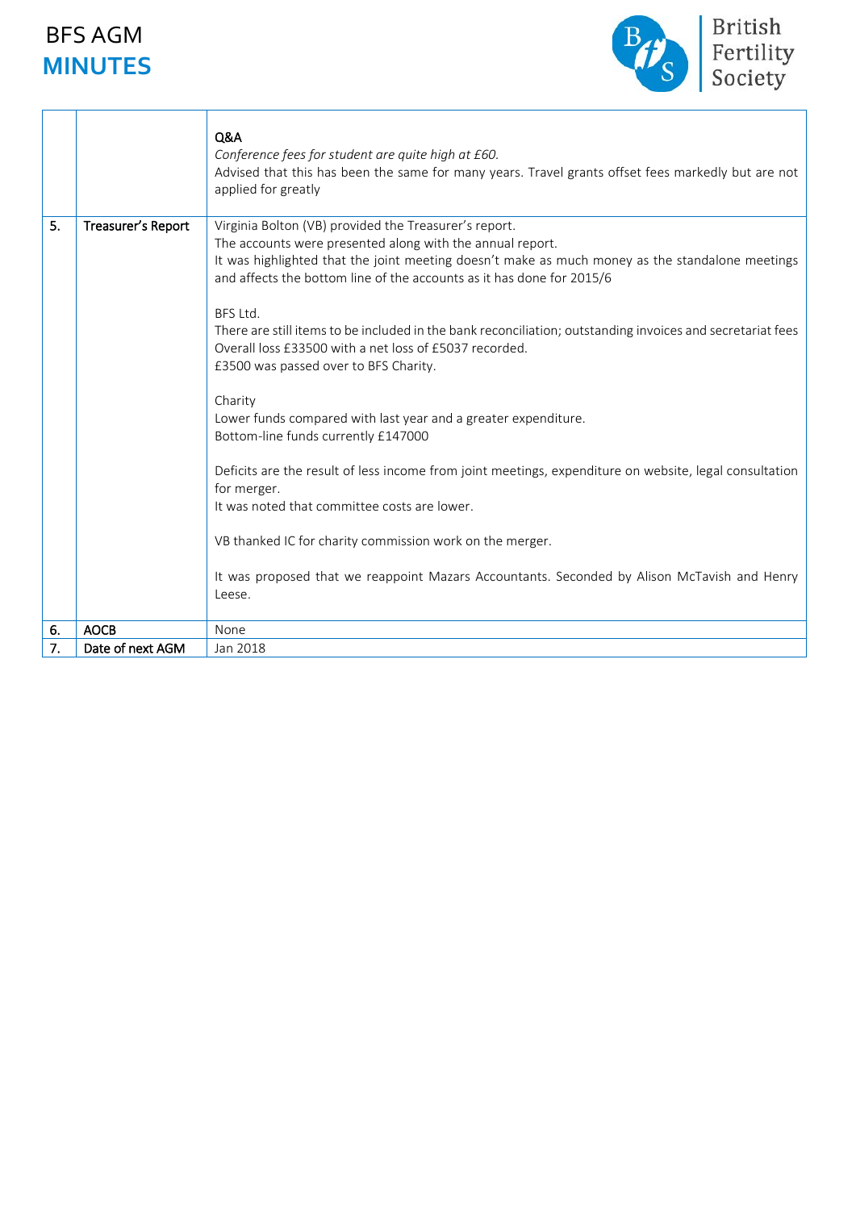| | | |
|---|---|---|
| | | **Q&A**<br>*Conference fees for student are quite high at £60.*<br>Advised that this has been the same for many years. Travel grants offset fees markedly but are not applied for greatly |
| 5. | Treasurer's Report | Virginia Bolton (VB) provided the Treasurer's report.<br>The accounts were presented along with the annual report.<br>It was highlighted that the joint meeting doesn't make as much money as the standalone meetings and affects the bottom line of the accounts as it has done for 2015/6<br><br>BFS Ltd.<br>There are still items to be included in the bank reconciliation; outstanding invoices and secretariat fees<br>Overall loss £33500 with a net loss of £5037 recorded.<br>£3500 was passed over to BFS Charity.<br><br>Charity<br>Lower funds compared with last year and a greater expenditure.<br>Bottom-line funds currently £147000<br><br>Deficits are the result of less income from joint meetings, expenditure on website, legal consultation for merger.<br>It was noted that committee costs are lower.<br><br>VB thanked IC for charity commission work on the merger.<br><br>It was proposed that we reappoint Mazars Accountants. Seconded by Alison McTavish and Henry Leese. |
| 6. | AOCB | None |
| 7. | Date of next AGM | Jan 2018 |